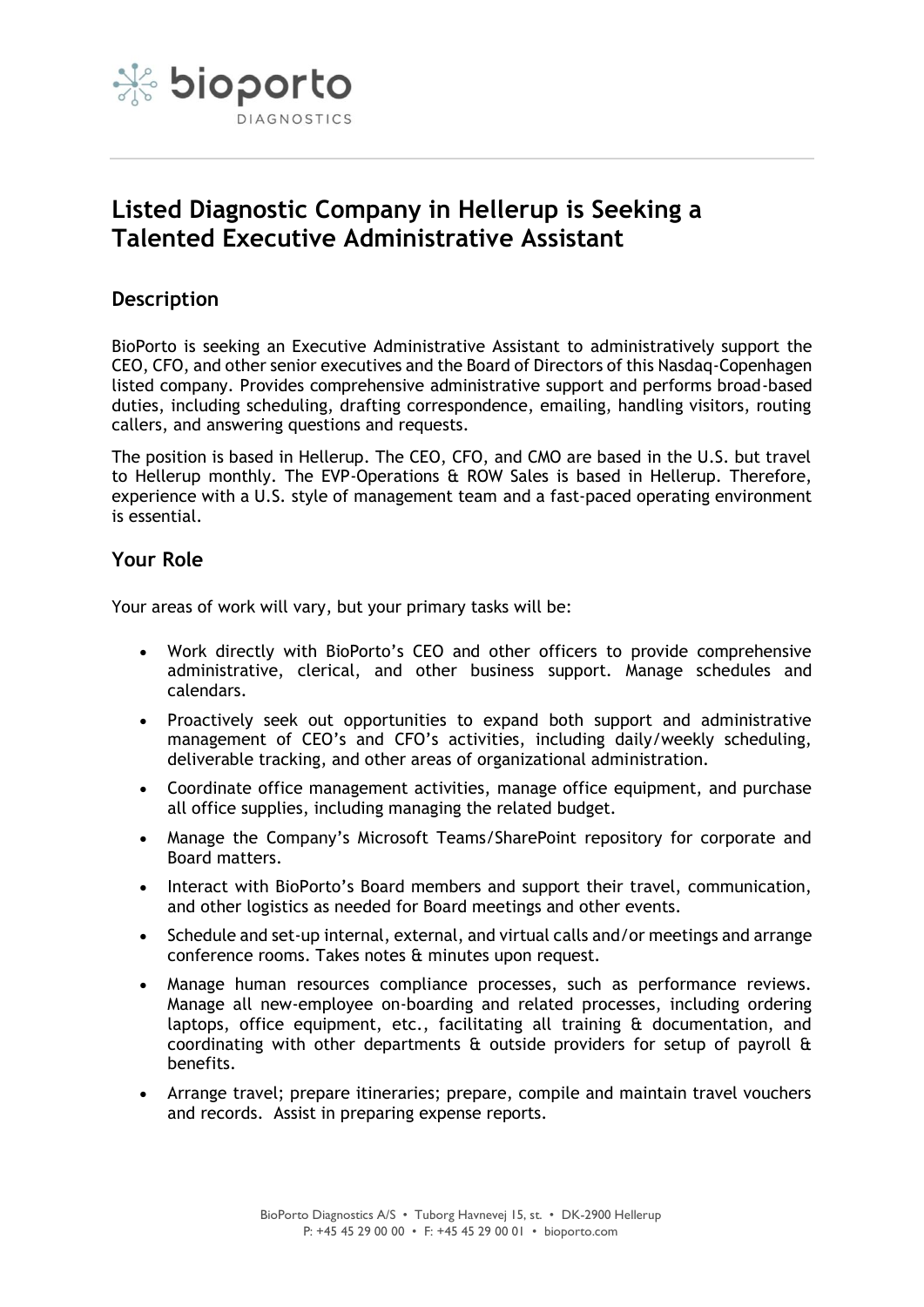# Listed Diagnostic Company in Hellerup is Seeking a Talented Executive Administrative Assistant

## Description

BioPorto is seeking an Executive Administrative Assistant to administratively support the CEO, CFO, and other senior executives and the Board of Directors of this Nasdaq-Copenhagen listed company. Provides comprehensive administrative support and performs broad-based duties, including scheduling, drafting correspondence, emailing, handling visitors, routing callers, and answering questions and requests.

The position is based in Hellerup. The CEO, CFO, and CMO are based in the U.S. but travel to Hellerup monthly. The EVP-Operations & ROW Sales is based in Hellerup. Therefore, experience with a U.S. style of management team and a fast-paced operating environment is essential.

## Your Role

Your areas of work will vary, but your primary tasks will be:

- Work directly with BioPorto's CEO and other officers to provide comprehensive administrative, clerical, and other business support. Manage schedules and calendars.
- Proactively seek out opportunities to expand both support and administrative management of CEO's and CFO's activities, including daily/weekly scheduling, deliverable tracking, and other areas of organizational administration.
- Coordinate office management activities, manage office equipment, and purchase all office supplies, including managing the related budget.
- Manage the Company's Microsoft Teams/SharePoint repository for corporate and Board matters.
- Interact with BioPorto's Board members and support their travel, communication, and other logistics as needed for Board meetings and other events.
- Schedule and set-up internal, external, and virtual calls and/or meetings and arrange conference rooms. Takes notes & minutes upon request.
- Manage human resources compliance processes, such as performance reviews. Manage all new-employee on-boarding and related processes, including ordering laptops, office equipment, etc., facilitating all training & documentation, and coordinating with other departments & outside providers for setup of payroll & benefits.
- Arrange travel; prepare itineraries; prepare, compile and maintain travel vouchers and records. Assist in preparing expense reports.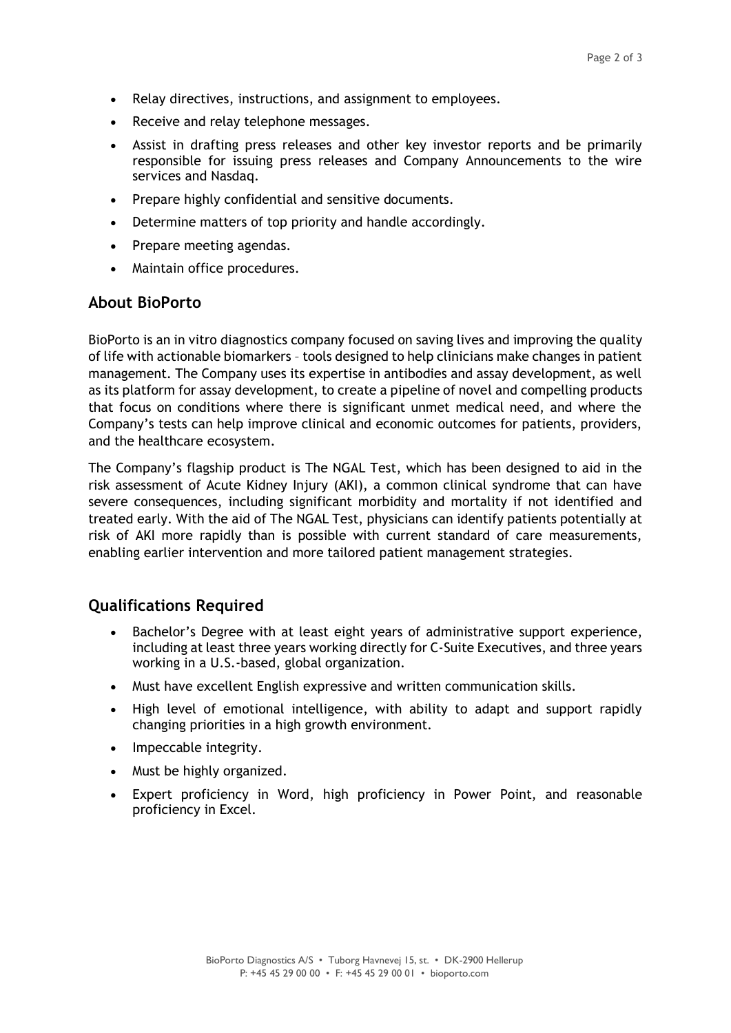- Relay directives, instructions, and assignment to employees.
- Receive and relay telephone messages.
- Assist in drafting press releases and other key investor reports and be primarily responsible for issuing press releases and Company Announcements to the wire services and Nasdaq.
- Prepare highly confidential and sensitive documents.
- Determine matters of top priority and handle accordingly.
- Prepare meeting agendas.
- Maintain office procedures.

## About BioPorto

BioPorto is an in vitro diagnostics company focused on saving lives and improving the quality of life with actionable biomarkers – tools designed to help clinicians make changes in patient management. The Company uses its expertise in antibodies and assay development, as well as its platform for assay development, to create a pipeline of novel and compelling products that focus on conditions where there is significant unmet medical need, and where the Company's tests can help improve clinical and economic outcomes for patients, providers, and the healthcare ecosystem.

The Company's flagship product is The NGAL Test, which has been designed to aid in the risk assessment of Acute Kidney Injury (AKI), a common clinical syndrome that can have severe consequences, including significant morbidity and mortality if not identified and treated early. With the aid of The NGAL Test, physicians can identify patients potentially at risk of AKI more rapidly than is possible with current standard of care measurements, enabling earlier intervention and more tailored patient management strategies.

## Qualifications Required

- Bachelor's Degree with at least eight years of administrative support experience, including at least three years working directly for C-Suite Executives, and three years working in a U.S.-based, global organization.
- Must have excellent English expressive and written communication skills.
- High level of emotional intelligence, with ability to adapt and support rapidly changing priorities in a high growth environment.
- Impeccable integrity.
- Must be highly organized.
- Expert proficiency in Word, high proficiency in Power Point, and reasonable proficiency in Excel.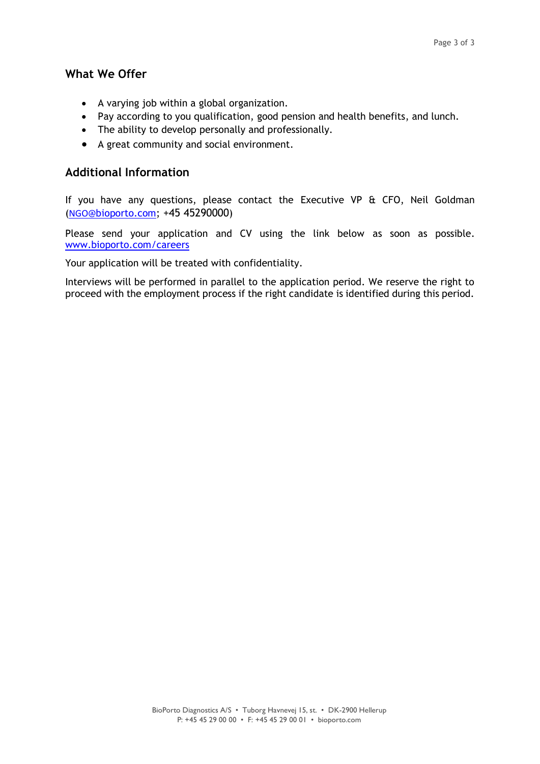## What We Offer

- A varying job within a global organization.
- Pay according to you qualification, good pension and health benefits, and lunch.
- The ability to develop personally and professionally.
- A great community and social environment.

## Additional Information

If you have any questions, please contact the Executive VP & CFO, Neil Goldman (NGO@bioporto.com; +45 45290000)

Please send your application and CV using the link below as soon as possible. www.bioporto.com/careers

Your application will be treated with confidentiality.

Interviews will be performed in parallel to the application period. We reserve the right to proceed with the employment process if the right candidate is identified during this period.